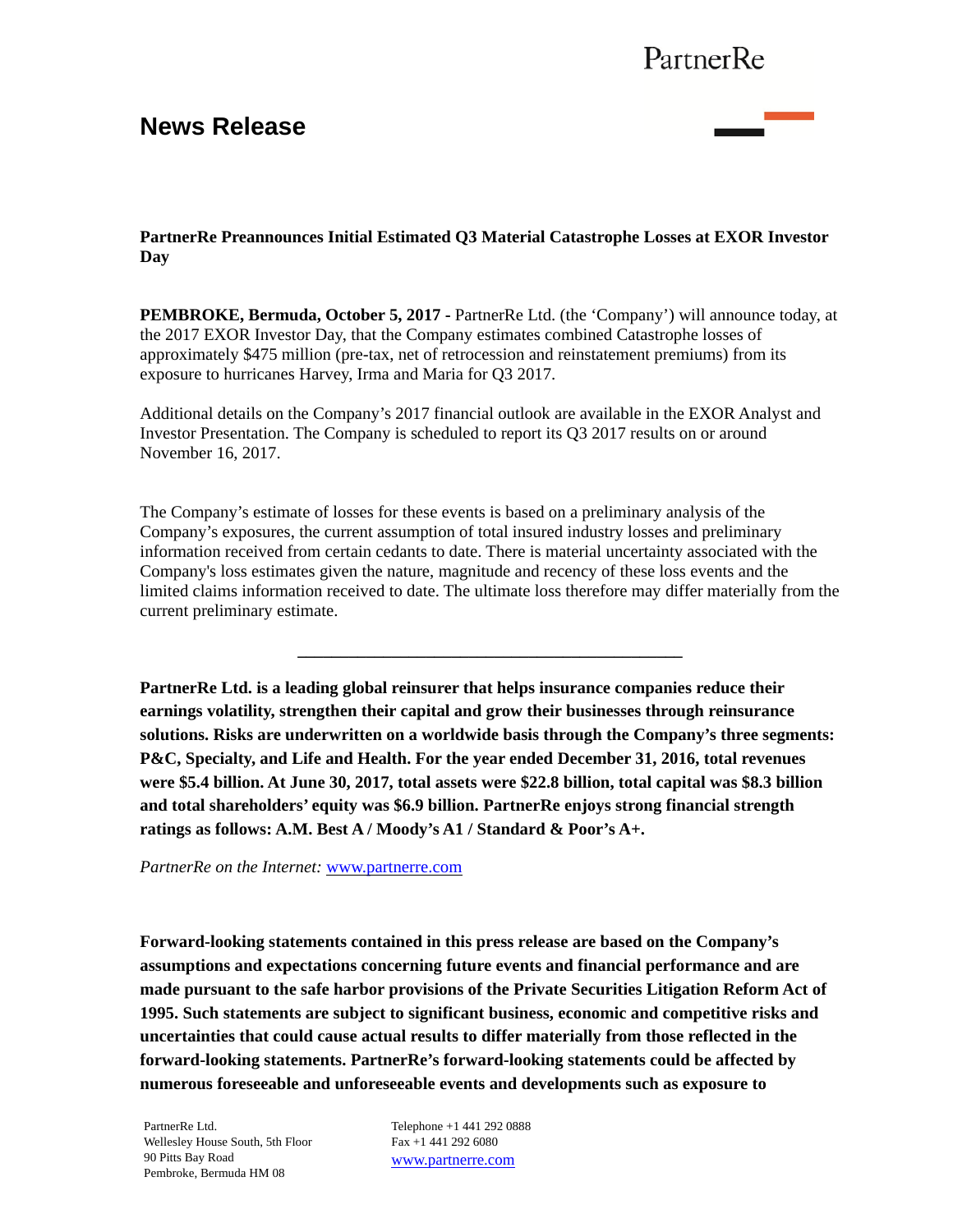PartnerRe

# News Release

**PartnerRe Preannounces Initial Estimated Q3 Material Catastrophe Losses at EXOR Investor Day**

**PEMBROKE, Bermuda, October 5, 2017 -** PartnerRe Ltd. (the 'Company') will announce today, at the 2017 EXOR Investor Day, that the Company estimates combined Catastrophe losses of approximately $475 million (pre-tax, net of retrocession and reinstatement premiums) from its exposure to hurricanes Harvey, Irma and Maria for Q3 2017.

Additional details on the Company's 2017 financial outlook are available in the EXOR Analyst and Investor Presentation. The Company is scheduled to report its Q3 2017 results on or around November 16, 2017.

The Company's estimate of losses for these events is based on a preliminary analysis of the Company's exposures, the current assumption of total insured industry losses and preliminary information received from certain cedants to date. There is material uncertainty associated with the Company's loss estimates given the nature, magnitude and recency of these loss events and the limited claims information received to date. The ultimate loss therefore may differ materially from the current preliminary estimate.

---

**PartnerRe Ltd. is a leading global reinsurer that helps insurance companies reduce their earnings volatility, strengthen their capital and grow their businesses through reinsurance solutions. Risks are underwritten on a worldwide basis through the Company's three segments: P&C, Specialty, and Life and Health. For the year ended December 31, 2016, total revenues were $5.4 billion. At June 30, 2017, total assets were $22.8 billion, total capital was $8.3 billion and total shareholders' equity was $6.9 billion. PartnerRe enjoys strong financial strength ratings as follows: A.M. Best A / Moody's A1 / Standard & Poor's A+.**

*PartnerRe on the Internet:* www.partnerre.com

**Forward-looking statements contained in this press release are based on the Company's assumptions and expectations concerning future events and financial performance and are made pursuant to the safe harbor provisions of the Private Securities Litigation Reform Act of 1995. Such statements are subject to significant business, economic and competitive risks and uncertainties that could cause actual results to differ materially from those reflected in the forward-looking statements. PartnerRe's forward-looking statements could be affected by numerous foreseeable and unforeseeable events and developments such as exposure to**

PartnerRe Ltd.
Wellesley House South, 5th Floor
90 Pitts Bay Road
Pembroke, Bermuda HM 08

Telephone +1 441 292 0888
Fax +1 441 292 6080
www.partnerre.com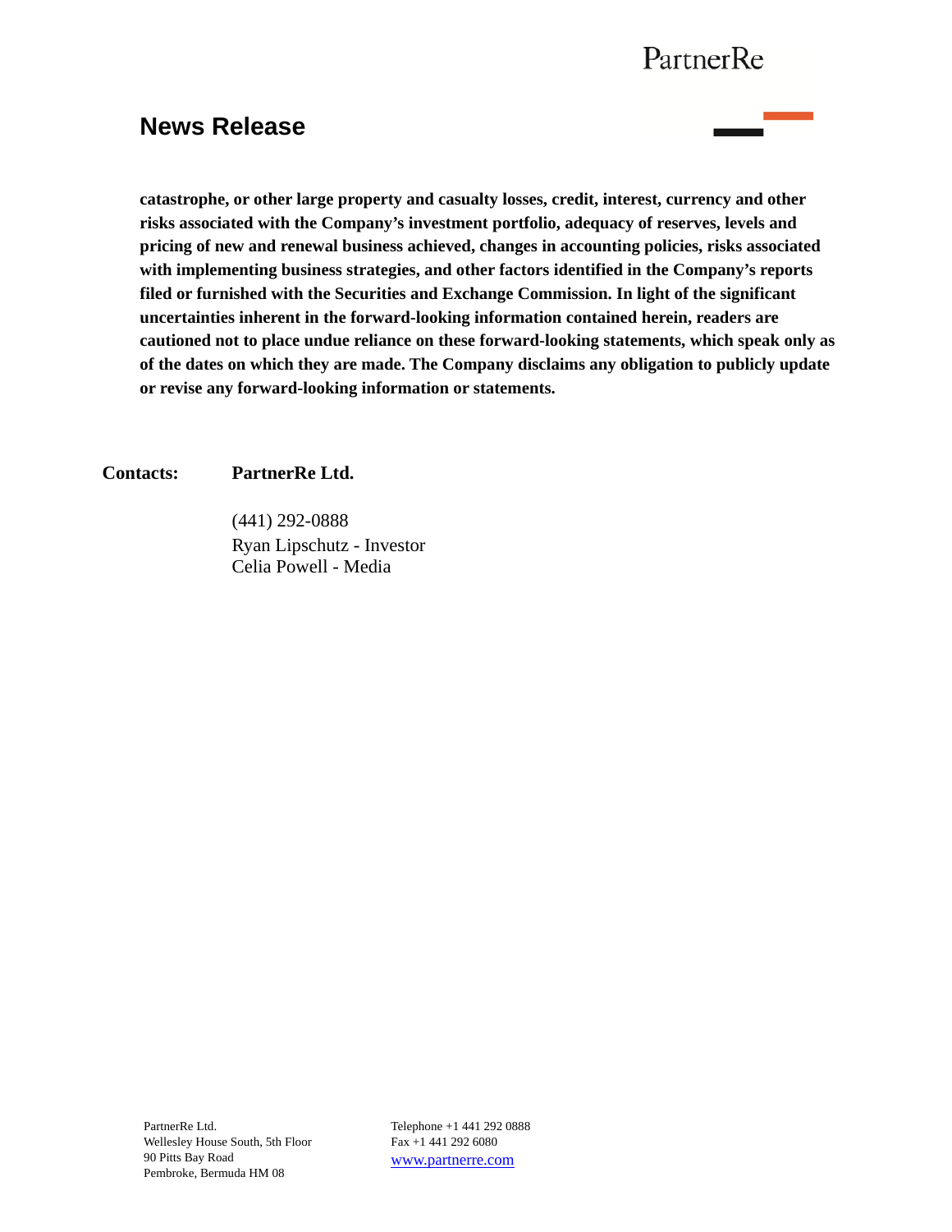**catastrophe, or other large property and casualty losses, credit, interest, currency and other risks associated with the Company's investment portfolio, adequacy of reserves, levels and pricing of new and renewal business achieved, changes in accounting policies, risks associated with implementing business strategies, and other factors identified in the Company's reports filed or furnished with the Securities and Exchange Commission. In light of the significant uncertainties inherent in the forward-looking information contained herein, readers are cautioned not to place undue reliance on these forward-looking statements, which speak only as of the dates on which they are made. The Company disclaims any obligation to publicly update or revise any forward-looking information or statements.**

**Contacts:** **PartnerRe Ltd.**

(441) 292-0888
Ryan Lipschutz - Investor
Celia Powell - Media